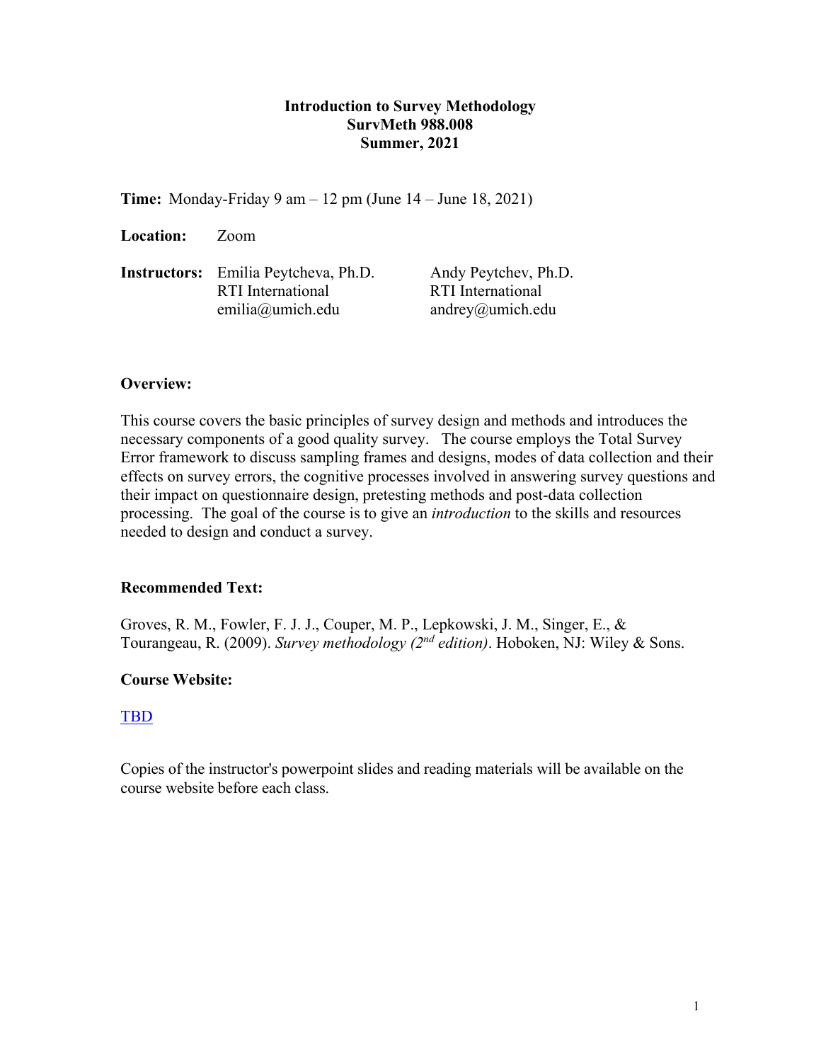# Introduction to Survey Methodology
## SurvMeth 988.008
## Summer, 2021

**Time:** Monday-Friday 9 am – 12 pm (June 14 – June 18, 2021)

**Location:** Zoom

**Instructors:**

Emilia Peytcheva, Ph.D.
RTI International
emilia@umich.edu

Andy Peytchev, Ph.D.
RTI International
andrey@umich.edu

### Overview:

This course covers the basic principles of survey design and methods and introduces the necessary components of a good quality survey. The course employs the Total Survey Error framework to discuss sampling frames and designs, modes of data collection and their effects on survey errors, the cognitive processes involved in answering survey questions and their impact on questionnaire design, pretesting methods and post-data collection processing. The goal of the course is to give an *introduction* to the skills and resources needed to design and conduct a survey.

### Recommended Text:

Groves, R. M., Fowler, F. J. J., Couper, M. P., Lepkowski, J. M., Singer, E., & Tourangeau, R. (2009). *Survey methodology (2nd edition)*. Hoboken, NJ: Wiley & Sons.

### Course Website:

TBD

Copies of the instructor's powerpoint slides and reading materials will be available on the course website before each class.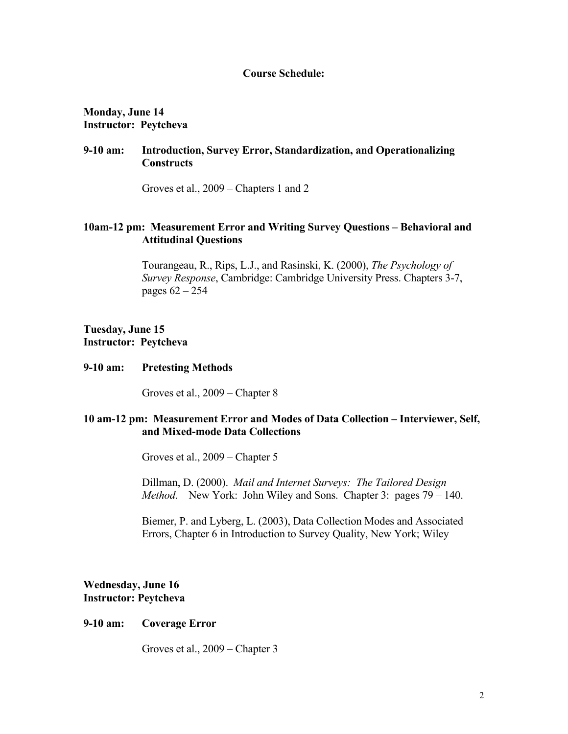## Course Schedule:

**Monday, June 14**
**Instructor: Peytcheva**

**9-10 am: Introduction, Survey Error, Standardization, and Operationalizing Constructs**

Groves et al., 2009 – Chapters 1 and 2

**10am-12 pm: Measurement Error and Writing Survey Questions – Behavioral and Attitudinal Questions**

Tourangeau, R., Rips, L.J., and Rasinski, K. (2000), *The Psychology of Survey Response*, Cambridge: Cambridge University Press. Chapters 3-7, pages 62 – 254

**Tuesday, June 15**
**Instructor: Peytcheva**

**9-10 am: Pretesting Methods**

Groves et al., 2009 – Chapter 8

**10 am-12 pm: Measurement Error and Modes of Data Collection – Interviewer, Self, and Mixed-mode Data Collections**

Groves et al., 2009 – Chapter 5

Dillman, D. (2000). *Mail and Internet Surveys: The Tailored Design Method*. New York: John Wiley and Sons. Chapter 3: pages 79 – 140.

Biemer, P. and Lyberg, L. (2003), Data Collection Modes and Associated Errors, Chapter 6 in Introduction to Survey Quality, New York; Wiley

**Wednesday, June 16**
**Instructor: Peytcheva**

**9-10 am: Coverage Error**

Groves et al., 2009 – Chapter 3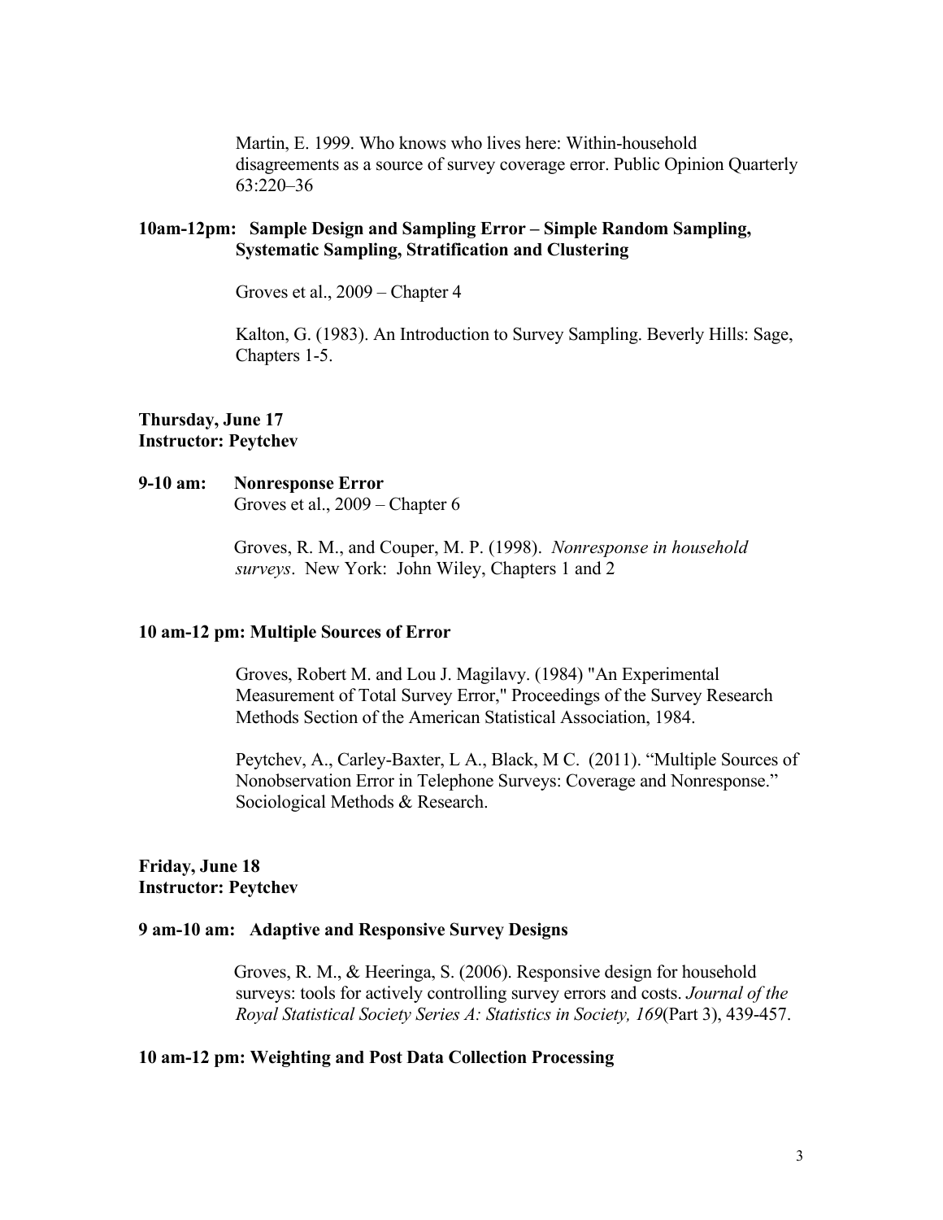Martin, E. 1999. Who knows who lives here: Within-household disagreements as a source of survey coverage error. Public Opinion Quarterly 63:220–36

**10am-12pm: Sample Design and Sampling Error – Simple Random Sampling, Systematic Sampling, Stratification and Clustering**

Groves et al., 2009 – Chapter 4

Kalton, G. (1983). An Introduction to Survey Sampling. Beverly Hills: Sage, Chapters 1-5.

**Thursday, June 17**
**Instructor: Peytchev**

**9-10 am: Nonresponse Error**
Groves et al., 2009 – Chapter 6

Groves, R. M., and Couper, M. P. (1998). *Nonresponse in household surveys*. New York: John Wiley, Chapters 1 and 2

**10 am-12 pm: Multiple Sources of Error**

Groves, Robert M. and Lou J. Magilavy. (1984) "An Experimental Measurement of Total Survey Error," Proceedings of the Survey Research Methods Section of the American Statistical Association, 1984.

Peytchev, A., Carley-Baxter, L A., Black, M C. (2011). "Multiple Sources of Nonobservation Error in Telephone Surveys: Coverage and Nonresponse." Sociological Methods & Research.

**Friday, June 18**
**Instructor: Peytchev**

**9 am-10 am: Adaptive and Responsive Survey Designs**

Groves, R. M., & Heeringa, S. (2006). Responsive design for household surveys: tools for actively controlling survey errors and costs. *Journal of the Royal Statistical Society Series A: Statistics in Society, 169*(Part 3), 439-457.

**10 am-12 pm: Weighting and Post Data Collection Processing**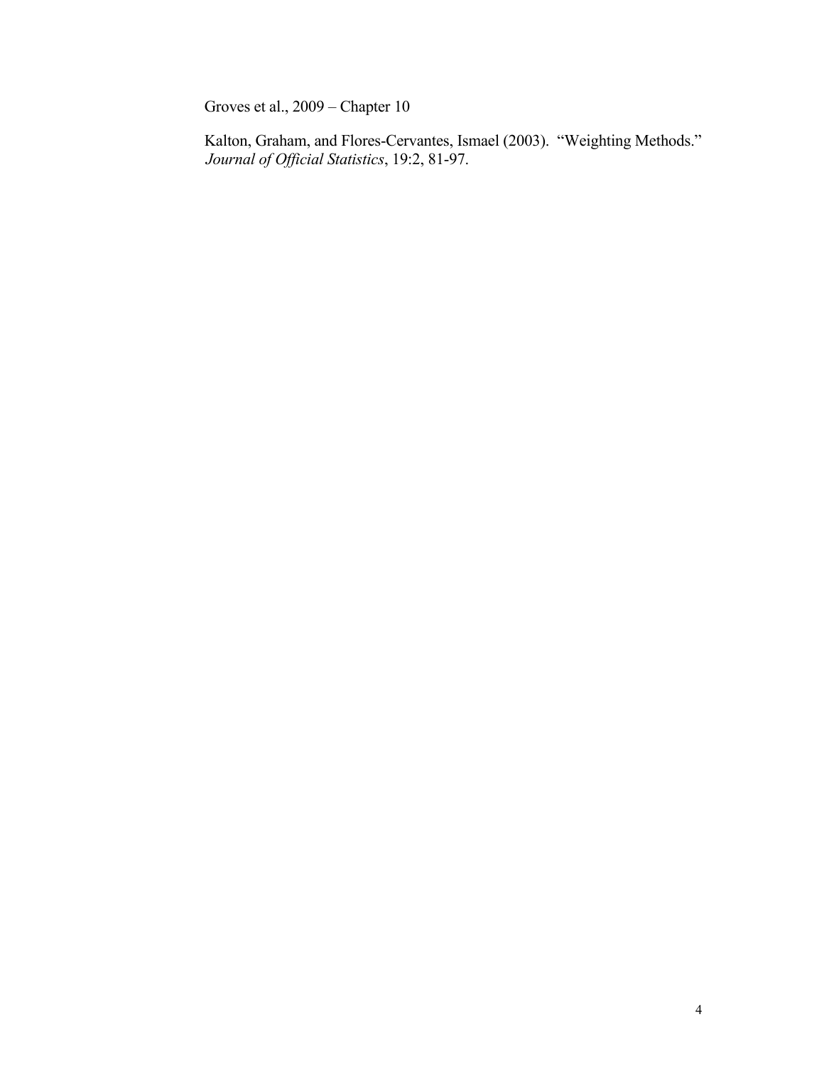Groves et al., 2009 – Chapter 10

Kalton, Graham, and Flores-Cervantes, Ismael (2003). "Weighting Methods." *Journal of Official Statistics*, 19:2, 81-97.